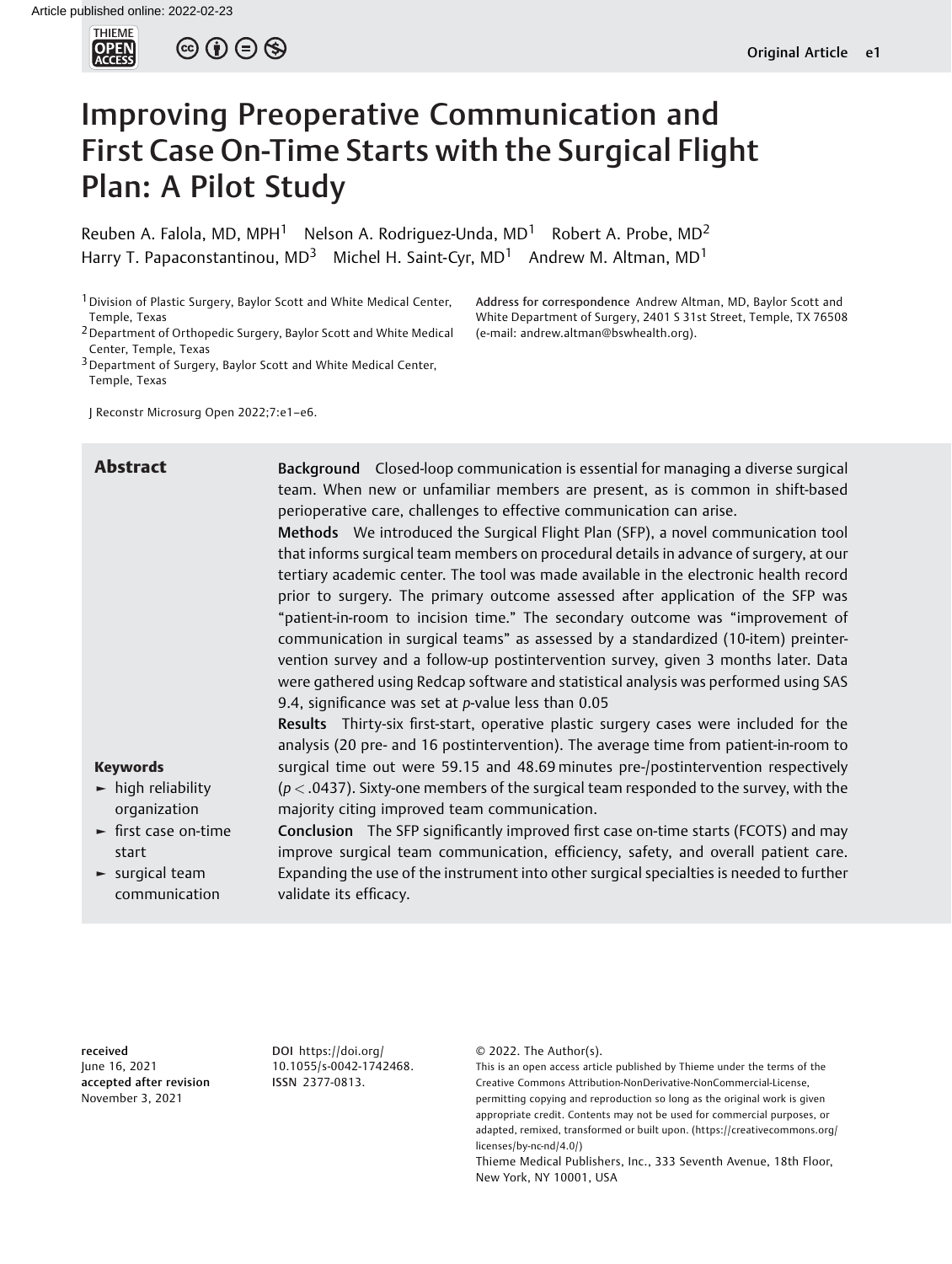# Improving Preoperative Communication and First Case On-Time Starts with the Surgical Flight Plan: A Pilot Study

Reuben A. Falola, MD, MPH[1] Nelson A. Rodriguez-Unda, MD[1] Robert A. Probe, MD[2] Harry T. Papaconstantinou, MD[3] Michel H. Saint-Cyr, MD[1] Andrew M. Altman, MD[1]

[1] Division of Plastic Surgery, Baylor Scott and White Medical Center, Temple, Texas
[2] Department of Orthopedic Surgery, Baylor Scott and White Medical Center, Temple, Texas
[3] Department of Surgery, Baylor Scott and White Medical Center, Temple, Texas

**Address for correspondence** Andrew Altman, MD, Baylor Scott and White Department of Surgery, 2401 S 31st Street, Temple, TX 76508 (e-mail: andrew.altman@bswhealth.org).

J Reconstr Microsurg Open 2022;7:e1–e6.

## Abstract

**Background** Closed-loop communication is essential for managing a diverse surgical team. When new or unfamiliar members are present, as is common in shift-based perioperative care, challenges to effective communication can arise.

**Methods** We introduced the Surgical Flight Plan (SFP), a novel communication tool that informs surgical team members on procedural details in advance of surgery, at our tertiary academic center. The tool was made available in the electronic health record prior to surgery. The primary outcome assessed after application of the SFP was "patient-in-room to incision time." The secondary outcome was "improvement of communication in surgical teams" as assessed by a standardized (10-item) preintervention survey and a follow-up postintervention survey, given 3 months later. Data were gathered using Redcap software and statistical analysis was performed using SAS 9.4, significance was set at *p*-value less than 0.05

**Results** Thirty-six first-start, operative plastic surgery cases were included for the analysis (20 pre- and 16 postintervention). The average time from patient-in-room to surgical time out were 59.15 and 48.69 minutes pre-/postintervention respectively ($p < .0437$). Sixty-one members of the surgical team responded to the survey, with the majority citing improved team communication.

**Conclusion** The SFP significantly improved first case on-time starts (FCOTS) and may improve surgical team communication, efficiency, safety, and overall patient care. Expanding the use of the instrument into other surgical specialties is needed to further validate its efficacy.

**Keywords**
- high reliability organization
- first case on-time start
- surgical team communication

**received** June 16, 2021
**accepted after revision** November 3, 2021

**DOI** https://doi.org/10.1055/s-0042-1742468.
**ISSN** 2377-0813.

© 2022. The Author(s).
This is an open access article published by Thieme under the terms of the Creative Commons Attribution-NonDerivative-NonCommercial-License, permitting copying and reproduction so long as the original work is given appropriate credit. Contents may not be used for commercial purposes, or adapted, remixed, transformed or built upon. (https://creativecommons.org/licenses/by-nc-nd/4.0/)
Thieme Medical Publishers, Inc., 333 Seventh Avenue, 18th Floor, New York, NY 10001, USA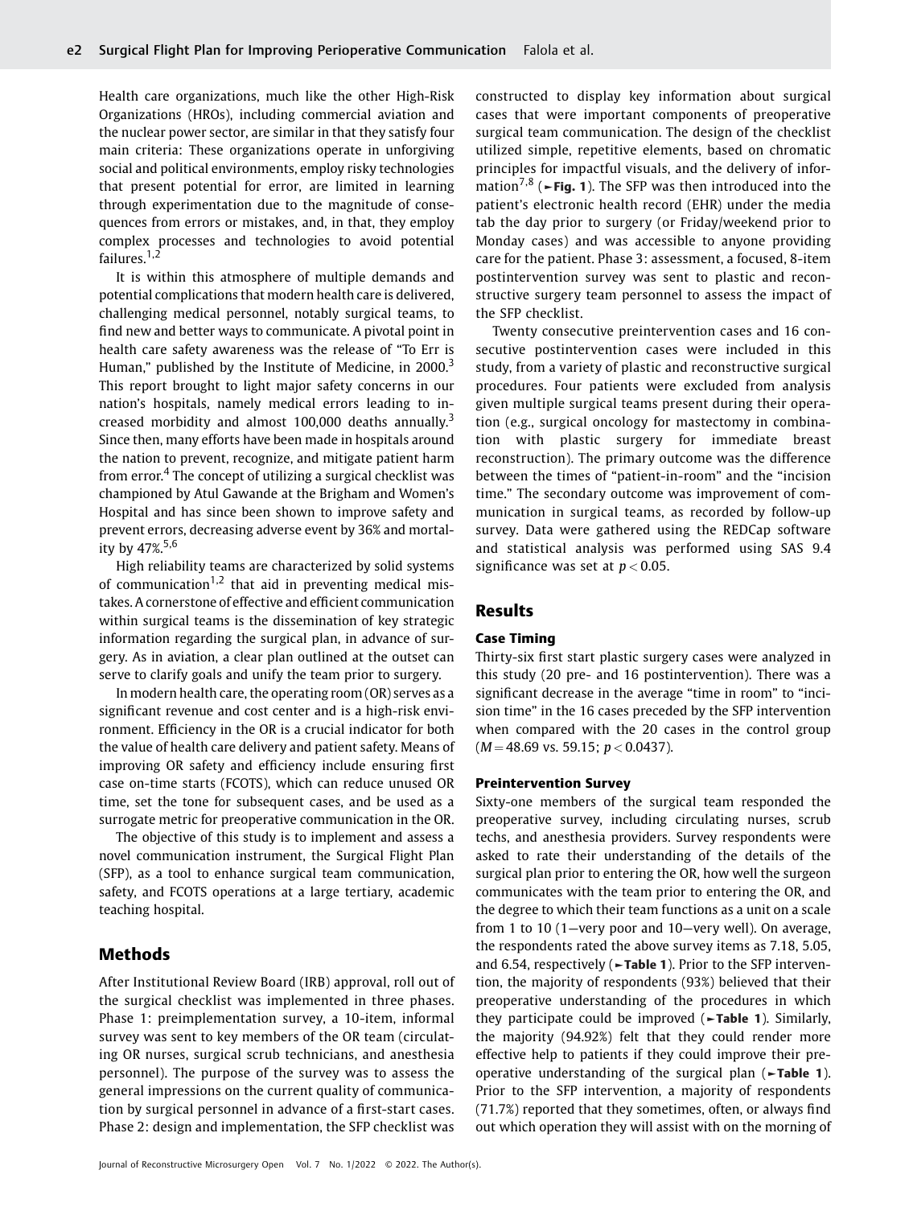Health care organizations, much like the other High-Risk Organizations (HROs), including commercial aviation and the nuclear power sector, are similar in that they satisfy four main criteria: These organizations operate in unforgiving social and political environments, employ risky technologies that present potential for error, are limited in learning through experimentation due to the magnitude of consequences from errors or mistakes, and, in that, they employ complex processes and technologies to avoid potential failures.[1,2]

It is within this atmosphere of multiple demands and potential complications that modern health care is delivered, challenging medical personnel, notably surgical teams, to find new and better ways to communicate. A pivotal point in health care safety awareness was the release of "To Err is Human," published by the Institute of Medicine, in 2000.[3] This report brought to light major safety concerns in our nation's hospitals, namely medical errors leading to increased morbidity and almost 100,000 deaths annually.[3] Since then, many efforts have been made in hospitals around the nation to prevent, recognize, and mitigate patient harm from error.[4] The concept of utilizing a surgical checklist was championed by Atul Gawande at the Brigham and Women's Hospital and has since been shown to improve safety and prevent errors, decreasing adverse event by 36% and mortality by 47%.[5,6]

High reliability teams are characterized by solid systems of communication[1,2] that aid in preventing medical mistakes. A cornerstone of effective and efficient communication within surgical teams is the dissemination of key strategic information regarding the surgical plan, in advance of surgery. As in aviation, a clear plan outlined at the outset can serve to clarify goals and unify the team prior to surgery.

In modern health care, the operating room (OR) serves as a significant revenue and cost center and is a high-risk environment. Efficiency in the OR is a crucial indicator for both the value of health care delivery and patient safety. Means of improving OR safety and efficiency include ensuring first case on-time starts (FCOTS), which can reduce unused OR time, set the tone for subsequent cases, and be used as a surrogate metric for preoperative communication in the OR.

The objective of this study is to implement and assess a novel communication instrument, the Surgical Flight Plan (SFP), as a tool to enhance surgical team communication, safety, and FCOTS operations at a large tertiary, academic teaching hospital.

## Methods

After Institutional Review Board (IRB) approval, roll out of the surgical checklist was implemented in three phases. Phase 1: preimplementation survey, a 10-item, informal survey was sent to key members of the OR team (circulating OR nurses, surgical scrub technicians, and anesthesia personnel). The purpose of the survey was to assess the general impressions on the current quality of communication by surgical personnel in advance of a first-start cases. Phase 2: design and implementation, the SFP checklist was constructed to display key information about surgical cases that were important components of preoperative surgical team communication. The design of the checklist utilized simple, repetitive elements, based on chromatic principles for impactful visuals, and the delivery of information[7,8] (►**Fig. 1**). The SFP was then introduced into the patient's electronic health record (EHR) under the media tab the day prior to surgery (or Friday/weekend prior to Monday cases) and was accessible to anyone providing care for the patient. Phase 3: assessment, a focused, 8-item postintervention survey was sent to plastic and reconstructive surgery team personnel to assess the impact of the SFP checklist.

Twenty consecutive preintervention cases and 16 consecutive postintervention cases were included in this study, from a variety of plastic and reconstructive surgical procedures. Four patients were excluded from analysis given multiple surgical teams present during their operation (e.g., surgical oncology for mastectomy in combination with plastic surgery for immediate breast reconstruction). The primary outcome was the difference between the times of "patient-in-room" and the "incision time." The secondary outcome was improvement of communication in surgical teams, as recorded by follow-up survey. Data were gathered using the REDCap software and statistical analysis was performed using SAS 9.4 significance was set at $p < 0.05$.

## Results

### Case Timing

Thirty-six first start plastic surgery cases were analyzed in this study (20 pre- and 16 postintervention). There was a significant decrease in the average "time in room" to "incision time" in the 16 cases preceded by the SFP intervention when compared with the 20 cases in the control group ($M = 48.69$ vs. 59.15; $p < 0.0437$).

### Preintervention Survey

Sixty-one members of the surgical team responded the preoperative survey, including circulating nurses, scrub techs, and anesthesia providers. Survey respondents were asked to rate their understanding of the details of the surgical plan prior to entering the OR, how well the surgeon communicates with the team prior to entering the OR, and the degree to which their team functions as a unit on a scale from 1 to 10 (1—very poor and 10—very well). On average, the respondents rated the above survey items as 7.18, 5.05, and 6.54, respectively (►**Table 1**). Prior to the SFP intervention, the majority of respondents (93%) believed that their preoperative understanding of the procedures in which they participate could be improved (►**Table 1**). Similarly, the majority (94.92%) felt that they could render more effective help to patients if they could improve their preoperative understanding of the surgical plan (►**Table 1**). Prior to the SFP intervention, a majority of respondents (71.7%) reported that they sometimes, often, or always find out which operation they will assist with on the morning of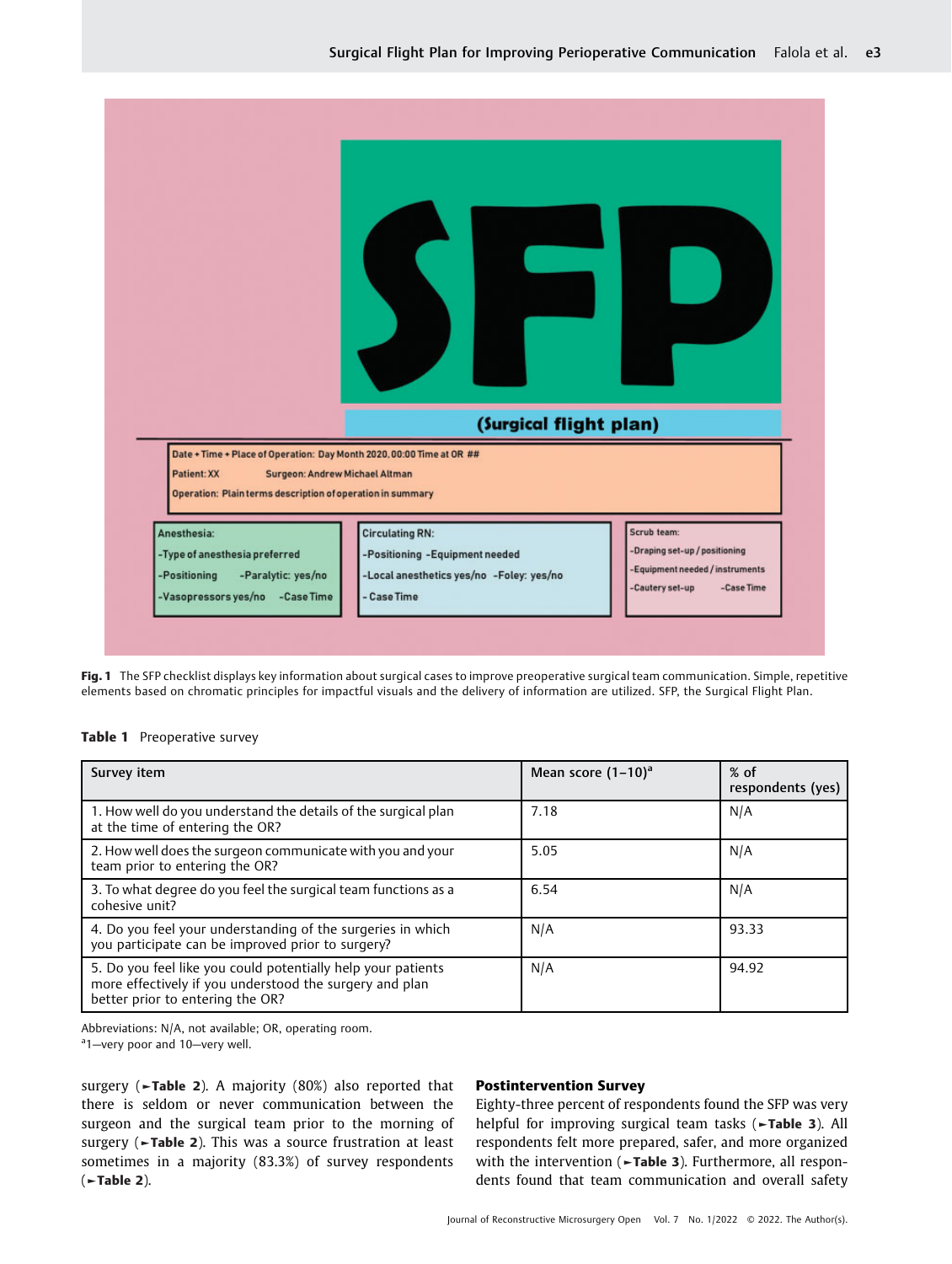**Fig. 1** The SFP checklist displays key information about surgical cases to improve preoperative surgical team communication. Simple, repetitive elements based on chromatic principles for impactful visuals and the delivery of information are utilized. SFP, the Surgical Flight Plan.

**Table 1** Preoperative survey

| Survey item | Mean score (1–10)[a] | % of respondents (yes) |
|---|---|---|
| 1. How well do you understand the details of the surgical plan at the time of entering the OR? | 7.18 | N/A |
| 2. How well does the surgeon communicate with you and your team prior to entering the OR? | 5.05 | N/A |
| 3. To what degree do you feel the surgical team functions as a cohesive unit? | 6.54 | N/A |
| 4. Do you feel your understanding of the surgeries in which you participate can be improved prior to surgery? | N/A | 93.33 |
| 5. Do you feel like you could potentially help your patients more effectively if you understood the surgery and plan better prior to entering the OR? | N/A | 94.92 |

Abbreviations: N/A, not available; OR, operating room.
[a]1—very poor and 10—very well.

surgery (►Table 2). A majority (80%) also reported that there is seldom or never communication between the surgeon and the surgical team prior to the morning of surgery (►Table 2). This was a source frustration at least sometimes in a majority (83.3%) of survey respondents (►Table 2).

### Postintervention Survey

Eighty-three percent of respondents found the SFP was very helpful for improving surgical team tasks (►Table 3). All respondents felt more prepared, safer, and more organized with the intervention (►Table 3). Furthermore, all respondents found that team communication and overall safety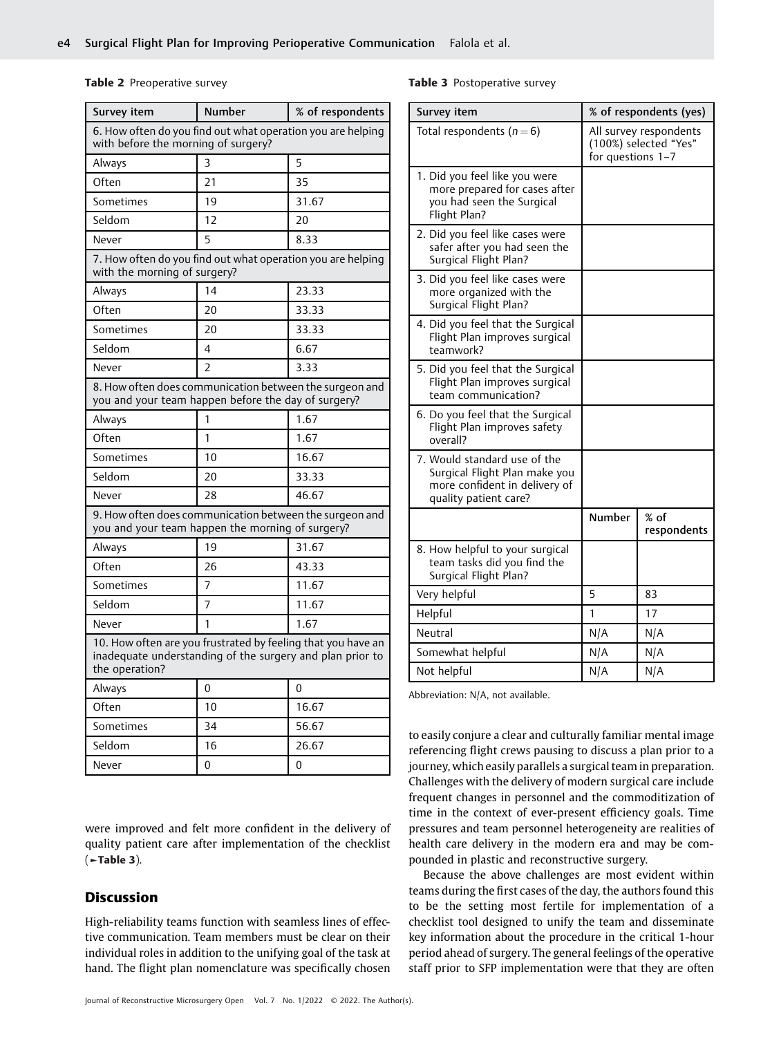**Table 2** Preoperative survey

| Survey item | Number | % of respondents |
|---|---|---|
| 6. How often do you find out what operation you are helping with before the morning of surgery? | | |
| Always | 3 | 5 |
| Often | 21 | 35 |
| Sometimes | 19 | 31.67 |
| Seldom | 12 | 20 |
| Never | 5 | 8.33 |
| 7. How often do you find out what operation you are helping with the morning of surgery? | | |
| Always | 14 | 23.33 |
| Often | 20 | 33.33 |
| Sometimes | 20 | 33.33 |
| Seldom | 4 | 6.67 |
| Never | 2 | 3.33 |
| 8. How often does communication between the surgeon and you and your team happen before the day of surgery? | | |
| Always | 1 | 1.67 |
| Often | 1 | 1.67 |
| Sometimes | 10 | 16.67 |
| Seldom | 20 | 33.33 |
| Never | 28 | 46.67 |
| 9. How often does communication between the surgeon and you and your team happen the morning of surgery? | | |
| Always | 19 | 31.67 |
| Often | 26 | 43.33 |
| Sometimes | 7 | 11.67 |
| Seldom | 7 | 11.67 |
| Never | 1 | 1.67 |
| 10. How often are you frustrated by feeling that you have an inadequate understanding of the surgery and plan prior to the operation? | | |
| Always | 0 | 0 |
| Often | 10 | 16.67 |
| Sometimes | 34 | 56.67 |
| Seldom | 16 | 26.67 |
| Never | 0 | 0 |

**Table 3** Postoperative survey

| Survey item | % of respondents (yes) | |
|---|---|---|
| Total respondents ($n = 6$) | All survey respondents (100%) selected "Yes" for questions 1–7 | |
| 1. Did you feel like you were more prepared for cases after you had seen the Surgical Flight Plan? | | |
| 2. Did you feel like cases were safer after you had seen the Surgical Flight Plan? | | |
| 3. Did you feel like cases were more organized with the Surgical Flight Plan? | | |
| 4. Did you feel that the Surgical Flight Plan improves surgical teamwork? | | |
| 5. Did you feel that the Surgical Flight Plan improves surgical team communication? | | |
| 6. Do you feel that the Surgical Flight Plan improves safety overall? | | |
| 7. Would standard use of the Surgical Flight Plan make you more confident in delivery of quality patient care? | | |
| | **Number** | **% of respondents** |
| 8. How helpful to your surgical team tasks did you find the Surgical Flight Plan? | | |
| Very helpful | 5 | 83 |
| Helpful | 1 | 17 |
| Neutral | N/A | N/A |
| Somewhat helpful | N/A | N/A |
| Not helpful | N/A | N/A |

Abbreviation: N/A, not available.

were improved and felt more confident in the delivery of quality patient care after implementation of the checklist (►**Table 3**).

## Discussion

High-reliability teams function with seamless lines of effective communication. Team members must be clear on their individual roles in addition to the unifying goal of the task at hand. The flight plan nomenclature was specifically chosen to easily conjure a clear and culturally familiar mental image referencing flight crews pausing to discuss a plan prior to a journey, which easily parallels a surgical team in preparation. Challenges with the delivery of modern surgical care include frequent changes in personnel and the commoditization of time in the context of ever-present efficiency goals. Time pressures and team personnel heterogeneity are realities of health care delivery in the modern era and may be compounded in plastic and reconstructive surgery.

Because the above challenges are most evident within teams during the first cases of the day, the authors found this to be the setting most fertile for implementation of a checklist tool designed to unify the team and disseminate key information about the procedure in the critical 1-hour period ahead of surgery. The general feelings of the operative staff prior to SFP implementation were that they are often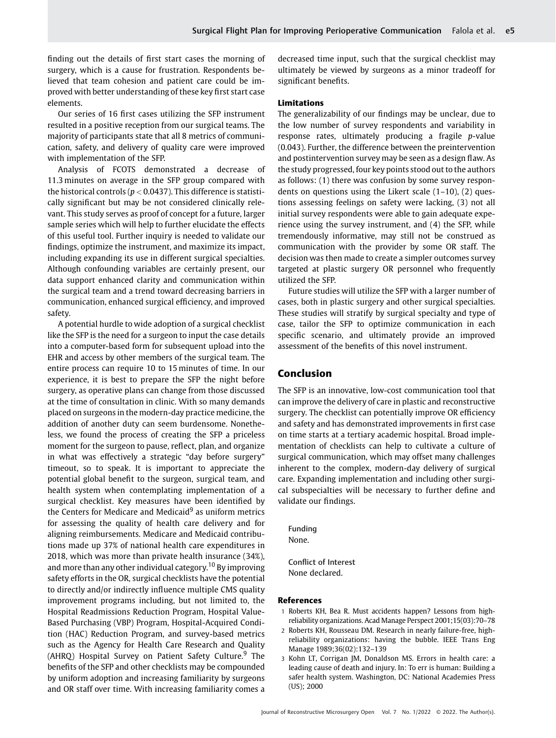finding out the details of first start cases the morning of surgery, which is a cause for frustration. Respondents believed that team cohesion and patient care could be improved with better understanding of these key first start case elements.

Our series of 16 first cases utilizing the SFP instrument resulted in a positive reception from our surgical teams. The majority of participants state that all 8 metrics of communication, safety, and delivery of quality care were improved with implementation of the SFP.

Analysis of FCOTS demonstrated a decrease of 11.3 minutes on average in the SFP group compared with the historical controls ($p < 0.0437$). This difference is statistically significant but may be not considered clinically relevant. This study serves as proof of concept for a future, larger sample series which will help to further elucidate the effects of this useful tool. Further inquiry is needed to validate our findings, optimize the instrument, and maximize its impact, including expanding its use in different surgical specialties. Although confounding variables are certainly present, our data support enhanced clarity and communication within the surgical team and a trend toward decreasing barriers in communication, enhanced surgical efficiency, and improved safety.

A potential hurdle to wide adoption of a surgical checklist like the SFP is the need for a surgeon to input the case details into a computer-based form for subsequent upload into the EHR and access by other members of the surgical team. The entire process can require 10 to 15 minutes of time. In our experience, it is best to prepare the SFP the night before surgery, as operative plans can change from those discussed at the time of consultation in clinic. With so many demands placed on surgeons in the modern-day practice medicine, the addition of another duty can seem burdensome. Nonetheless, we found the process of creating the SFP a priceless moment for the surgeon to pause, reflect, plan, and organize in what was effectively a strategic "day before surgery" timeout, so to speak. It is important to appreciate the potential global benefit to the surgeon, surgical team, and health system when contemplating implementation of a surgical checklist. Key measures have been identified by the Centers for Medicare and Medicaid[9] as uniform metrics for assessing the quality of health care delivery and for aligning reimbursements. Medicare and Medicaid contributions made up 37% of national health care expenditures in 2018, which was more than private health insurance (34%), and more than any other individual category.[10] By improving safety efforts in the OR, surgical checklists have the potential to directly and/or indirectly influence multiple CMS quality improvement programs including, but not limited to, the Hospital Readmissions Reduction Program, Hospital Value-Based Purchasing (VBP) Program, Hospital-Acquired Condition (HAC) Reduction Program, and survey-based metrics such as the Agency for Health Care Research and Quality (AHRQ) Hospital Survey on Patient Safety Culture.[9] The benefits of the SFP and other checklists may be compounded by uniform adoption and increasing familiarity by surgeons and OR staff over time. With increasing familiarity comes a decreased time input, such that the surgical checklist may ultimately be viewed by surgeons as a minor tradeoff for significant benefits.

### Limitations

The generalizability of our findings may be unclear, due to the low number of survey respondents and variability in response rates, ultimately producing a fragile *p*-value (0.043). Further, the difference between the preintervention and postintervention survey may be seen as a design flaw. As the study progressed, four key points stood out to the authors as follows: (1) there was confusion by some survey respondents on questions using the Likert scale (1–10), (2) questions assessing feelings on safety were lacking, (3) not all initial survey respondents were able to gain adequate experience using the survey instrument, and (4) the SFP, while tremendously informative, may still not be construed as communication with the provider by some OR staff. The decision was then made to create a simpler outcomes survey targeted at plastic surgery OR personnel who frequently utilized the SFP.

Future studies will utilize the SFP with a larger number of cases, both in plastic surgery and other surgical specialties. These studies will stratify by surgical specialty and type of case, tailor the SFP to optimize communication in each specific scenario, and ultimately provide an improved assessment of the benefits of this novel instrument.

## Conclusion

The SFP is an innovative, low-cost communication tool that can improve the delivery of care in plastic and reconstructive surgery. The checklist can potentially improve OR efficiency and safety and has demonstrated improvements in first case on time starts at a tertiary academic hospital. Broad implementation of checklists can help to cultivate a culture of surgical communication, which may offset many challenges inherent to the complex, modern-day delivery of surgical care. Expanding implementation and including other surgical subspecialties will be necessary to further define and validate our findings.

Funding
None.

Conflict of Interest
None declared.

### References

1. Roberts KH, Bea R. Must accidents happen? Lessons from high-reliability organizations. Acad Manage Perspect 2001;15(03):70–78
2. Roberts KH, Rousseau DM. Research in nearly failure-free, high-reliability organizations: having the bubble. IEEE Trans Eng Manage 1989;36(02):132–139
3. Kohn LT, Corrigan JM, Donaldson MS. Errors in health care: a leading cause of death and injury. In: To err is human: Building a safer health system. Washington, DC: National Academies Press (US); 2000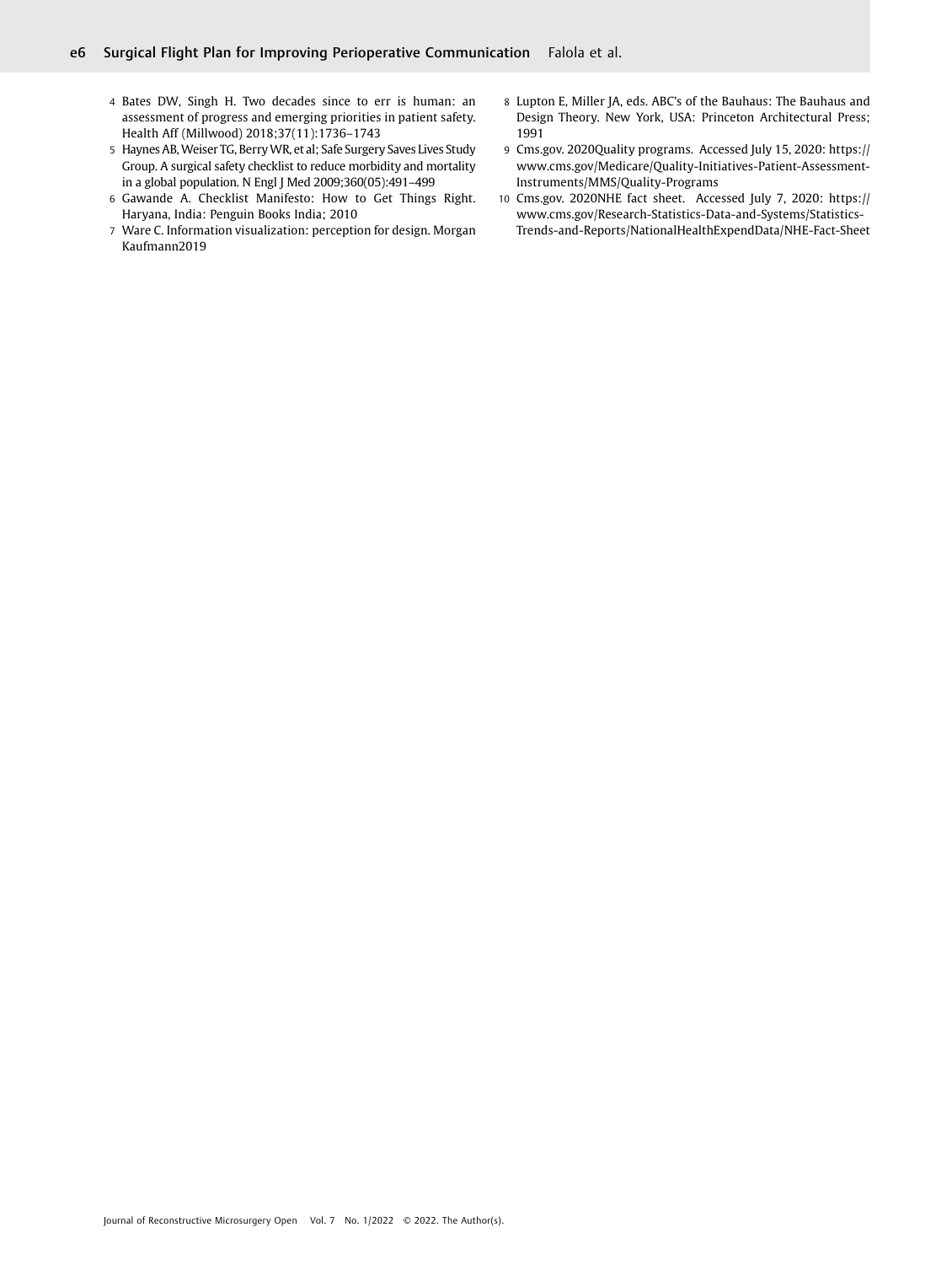4 Bates DW, Singh H. Two decades since to err is human: an assessment of progress and emerging priorities in patient safety. Health Aff (Millwood) 2018;37(11):1736–1743

5 Haynes AB, Weiser TG, Berry WR, et al; Safe Surgery Saves Lives Study Group. A surgical safety checklist to reduce morbidity and mortality in a global population. N Engl J Med 2009;360(05):491–499

6 Gawande A. Checklist Manifesto: How to Get Things Right. Haryana, India: Penguin Books India; 2010

7 Ware C. Information visualization: perception for design. Morgan Kaufmann2019

8 Lupton E, Miller JA, eds. ABC's of the Bauhaus: The Bauhaus and Design Theory. New York, USA: Princeton Architectural Press; 1991

9 Cms.gov. 2020Quality programs. Accessed July 15, 2020: https://www.cms.gov/Medicare/Quality-Initiatives-Patient-Assessment-Instruments/MMS/Quality-Programs

10 Cms.gov. 2020NHE fact sheet. Accessed July 7, 2020: https://www.cms.gov/Research-Statistics-Data-and-Systems/Statistics-Trends-and-Reports/NationalHealthExpendData/NHE-Fact-Sheet